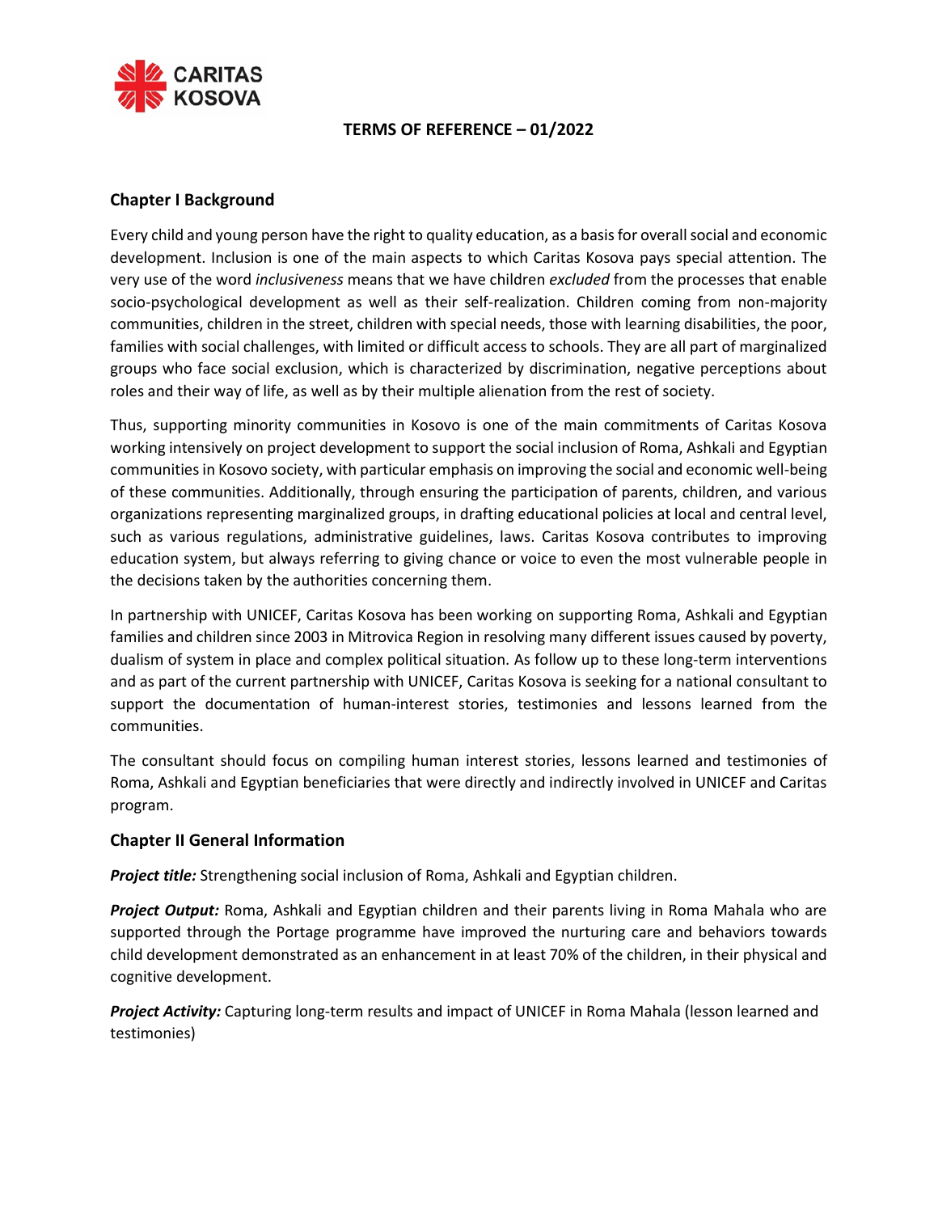CARITAS KOSOVA

# TERMS OF REFERENCE – 01/2022

## Chapter I Background

Every child and young person have the right to quality education, as a basis for overall social and economic development. Inclusion is one of the main aspects to which Caritas Kosova pays special attention. The very use of the word *inclusiveness* means that we have children *excluded* from the processes that enable socio-psychological development as well as their self-realization. Children coming from non-majority communities, children in the street, children with special needs, those with learning disabilities, the poor, families with social challenges, with limited or difficult access to schools. They are all part of marginalized groups who face social exclusion, which is characterized by discrimination, negative perceptions about roles and their way of life, as well as by their multiple alienation from the rest of society.

Thus, supporting minority communities in Kosovo is one of the main commitments of Caritas Kosova working intensively on project development to support the social inclusion of Roma, Ashkali and Egyptian communities in Kosovo society, with particular emphasis on improving the social and economic well-being of these communities. Additionally, through ensuring the participation of parents, children, and various organizations representing marginalized groups, in drafting educational policies at local and central level, such as various regulations, administrative guidelines, laws. Caritas Kosova contributes to improving education system, but always referring to giving chance or voice to even the most vulnerable people in the decisions taken by the authorities concerning them.

In partnership with UNICEF, Caritas Kosova has been working on supporting Roma, Ashkali and Egyptian families and children since 2003 in Mitrovica Region in resolving many different issues caused by poverty, dualism of system in place and complex political situation. As follow up to these long-term interventions and as part of the current partnership with UNICEF, Caritas Kosova is seeking for a national consultant to support the documentation of human-interest stories, testimonies and lessons learned from the communities.

The consultant should focus on compiling human interest stories, lessons learned and testimonies of Roma, Ashkali and Egyptian beneficiaries that were directly and indirectly involved in UNICEF and Caritas program.

## Chapter II General Information

***Project title:*** Strengthening social inclusion of Roma, Ashkali and Egyptian children.

***Project Output:*** Roma, Ashkali and Egyptian children and their parents living in Roma Mahala who are supported through the Portage programme have improved the nurturing care and behaviors towards child development demonstrated as an enhancement in at least 70% of the children, in their physical and cognitive development.

***Project Activity:*** Capturing long-term results and impact of UNICEF in Roma Mahala (lesson learned and testimonies)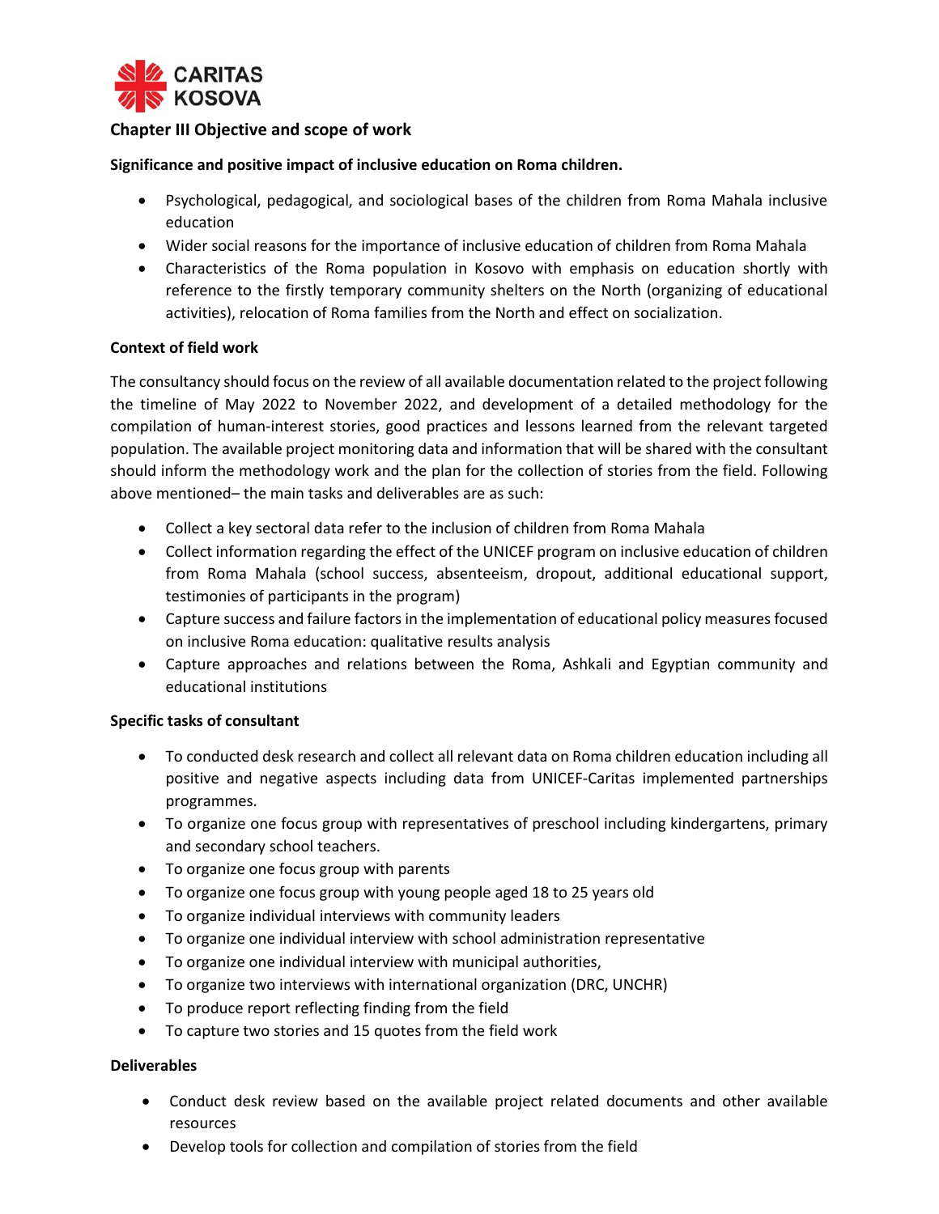## Chapter III Objective and scope of work

**Significance and positive impact of inclusive education on Roma children.**

- Psychological, pedagogical, and sociological bases of the children from Roma Mahala inclusive education
- Wider social reasons for the importance of inclusive education of children from Roma Mahala
- Characteristics of the Roma population in Kosovo with emphasis on education shortly with reference to the firstly temporary community shelters on the North (organizing of educational activities), relocation of Roma families from the North and effect on socialization.

**Context of field work**

The consultancy should focus on the review of all available documentation related to the project following the timeline of May 2022 to November 2022, and development of a detailed methodology for the compilation of human-interest stories, good practices and lessons learned from the relevant targeted population. The available project monitoring data and information that will be shared with the consultant should inform the methodology work and the plan for the collection of stories from the field. Following above mentioned– the main tasks and deliverables are as such:

- Collect a key sectoral data refer to the inclusion of children from Roma Mahala
- Collect information regarding the effect of the UNICEF program on inclusive education of children from Roma Mahala (school success, absenteeism, dropout, additional educational support, testimonies of participants in the program)
- Capture success and failure factors in the implementation of educational policy measures focused on inclusive Roma education: qualitative results analysis
- Capture approaches and relations between the Roma, Ashkali and Egyptian community and educational institutions

**Specific tasks of consultant**

- To conducted desk research and collect all relevant data on Roma children education including all positive and negative aspects including data from UNICEF-Caritas implemented partnerships programmes.
- To organize one focus group with representatives of preschool including kindergartens, primary and secondary school teachers.
- To organize one focus group with parents
- To organize one focus group with young people aged 18 to 25 years old
- To organize individual interviews with community leaders
- To organize one individual interview with school administration representative
- To organize one individual interview with municipal authorities,
- To organize two interviews with international organization (DRC, UNCHR)
- To produce report reflecting finding from the field
- To capture two stories and 15 quotes from the field work

**Deliverables**

- Conduct desk review based on the available project related documents and other available resources
- Develop tools for collection and compilation of stories from the field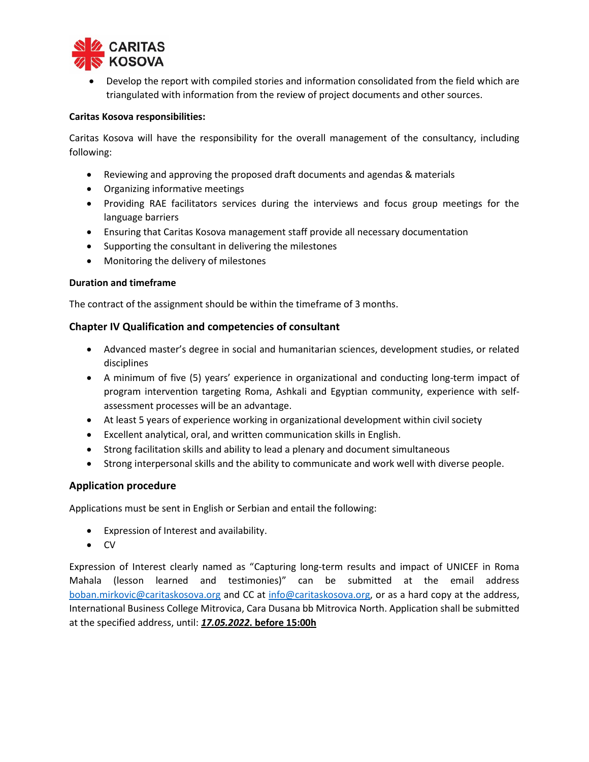- Develop the report with compiled stories and information consolidated from the field which are triangulated with information from the review of project documents and other sources.

**Caritas Kosova responsibilities:**

Caritas Kosova will have the responsibility for the overall management of the consultancy, including following:

- Reviewing and approving the proposed draft documents and agendas & materials
- Organizing informative meetings
- Providing RAE facilitators services during the interviews and focus group meetings for the language barriers
- Ensuring that Caritas Kosova management staff provide all necessary documentation
- Supporting the consultant in delivering the milestones
- Monitoring the delivery of milestones

**Duration and timeframe**

The contract of the assignment should be within the timeframe of 3 months.

## Chapter IV Qualification and competencies of consultant

- Advanced master's degree in social and humanitarian sciences, development studies, or related disciplines
- A minimum of five (5) years' experience in organizational and conducting long-term impact of program intervention targeting Roma, Ashkali and Egyptian community, experience with self-assessment processes will be an advantage.
- At least 5 years of experience working in organizational development within civil society
- Excellent analytical, oral, and written communication skills in English.
- Strong facilitation skills and ability to lead a plenary and document simultaneous
- Strong interpersonal skills and the ability to communicate and work well with diverse people.

## Application procedure

Applications must be sent in English or Serbian and entail the following:

- Expression of Interest and availability.
- CV

Expression of Interest clearly named as "Capturing long-term results and impact of UNICEF in Roma Mahala (lesson learned and testimonies)" can be submitted at the email address boban.mirkovic@caritaskosova.org and CC at info@caritaskosova.org, or as a hard copy at the address, International Business College Mitrovica, Cara Dusana bb Mitrovica North. Application shall be submitted at the specified address, until: ***17.05.2022*. before 15:00h**